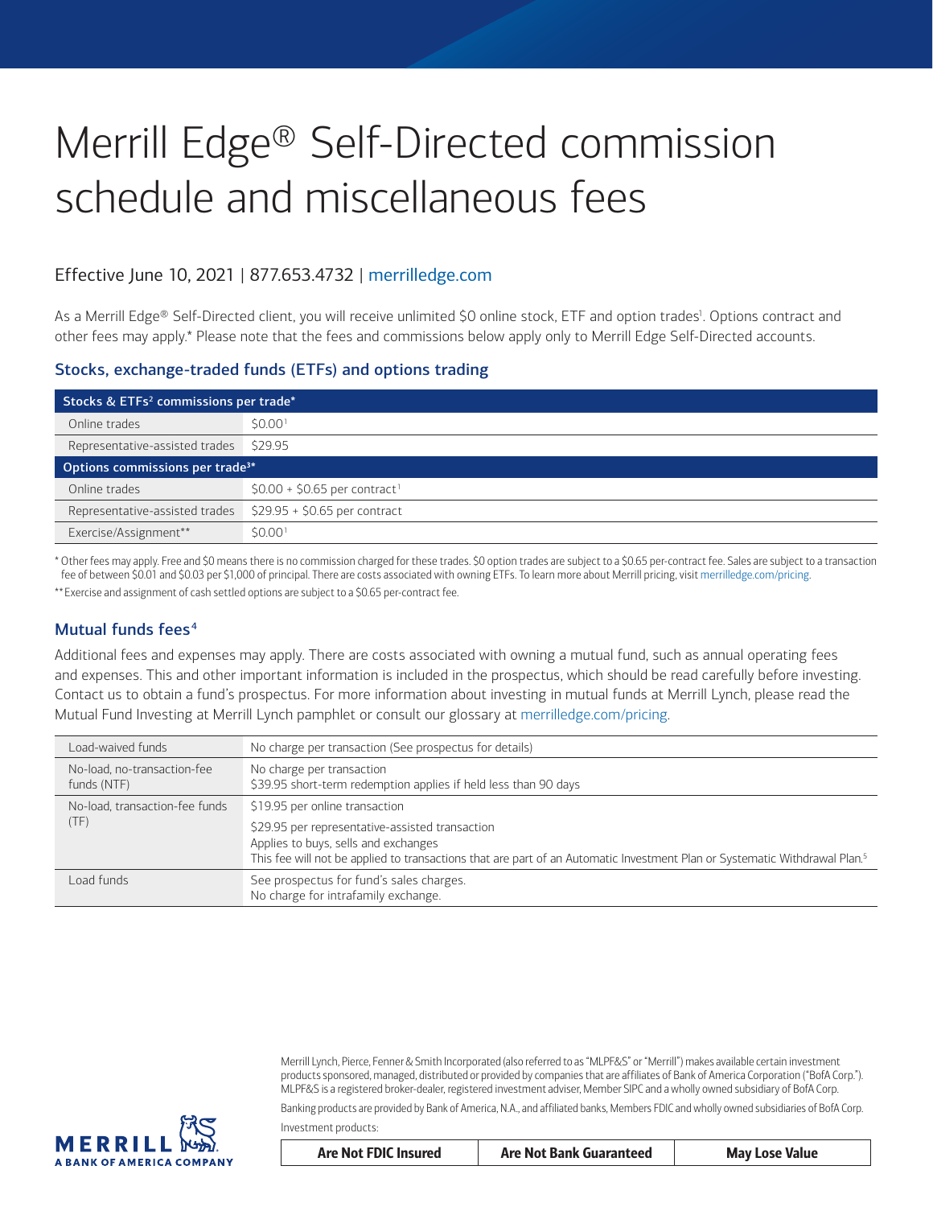# Merrill Edge® Self-Directed commission schedule and miscellaneous fees

Effective June 10, 2021 | 877.653.4732 | merrilledge.com

As a Merrill Edge® Self-Directed client, you will receive unlimited $0 online stock, ETF and option trades[1]. Options contract and other fees may apply.* Please note that the fees and commissions below apply only to Merrill Edge Self-Directed accounts.

## Stocks, exchange-traded funds (ETFs) and options trading

| Stocks & ETFs[2] commissions per trade* | |
|---|---|
| Online trades | $0.00[1] |
| Representative-assisted trades | $29.95 |
| **Options commissions per trade[3]*** | |
| Online trades | $0.00 + $0.65 per contract[1] |
| Representative-assisted trades | $29.95 + $0.65 per contract |
| Exercise/Assignment** | $0.00[1] |

* Other fees may apply. Free and $0 means there is no commission charged for these trades. $0 option trades are subject to a $0.65 per-contract fee. Sales are subject to a transaction fee of between $0.01 and $0.03 per $1,000 of principal. There are costs associated with owning ETFs. To learn more about Merrill pricing, visit merrilledge.com/pricing.

** Exercise and assignment of cash settled options are subject to a $0.65 per-contract fee.

## Mutual funds fees[4]

Additional fees and expenses may apply. There are costs associated with owning a mutual fund, such as annual operating fees and expenses. This and other important information is included in the prospectus, which should be read carefully before investing. Contact us to obtain a fund's prospectus. For more information about investing in mutual funds at Merrill Lynch, please read the Mutual Fund Investing at Merrill Lynch pamphlet or consult our glossary at merrilledge.com/pricing.

| | |
|---|---|
| Load-waived funds | No charge per transaction (See prospectus for details) |
| No-load, no-transaction-fee funds (NTF) | No charge per transaction<br>$39.95 short-term redemption applies if held less than 90 days |
| No-load, transaction-fee funds (TF) | $19.95 per online transaction<br>$29.95 per representative-assisted transaction<br>Applies to buys, sells and exchanges<br>This fee will not be applied to transactions that are part of an Automatic Investment Plan or Systematic Withdrawal Plan.[5] |
| Load funds | See prospectus for fund's sales charges.<br>No charge for intrafamily exchange. |

Merrill Lynch, Pierce, Fenner & Smith Incorporated (also referred to as "MLPF&S" or "Merrill") makes available certain investment products sponsored, managed, distributed or provided by companies that are affiliates of Bank of America Corporation ("BofA Corp."). MLPF&S is a registered broker-dealer, registered investment adviser, Member SIPC and a wholly owned subsidiary of BofA Corp.

Banking products are provided by Bank of America, N.A., and affiliated banks, Members FDIC and wholly owned subsidiaries of BofA Corp.

Investment products:

| Are Not FDIC Insured | Are Not Bank Guaranteed | May Lose Value |
|---|---|---|

MERRILL A BANK OF AMERICA COMPANY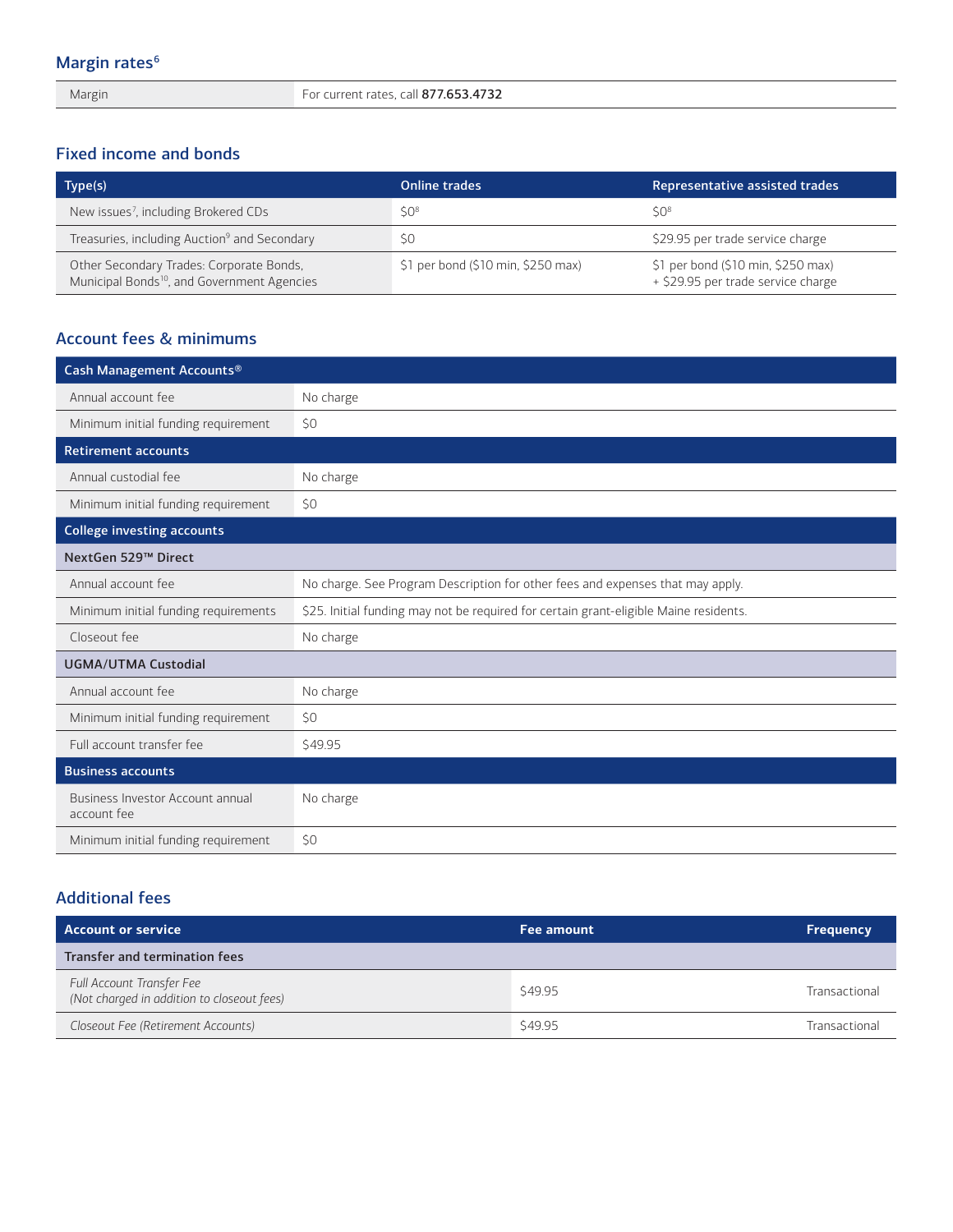## Margin rates[6]

| Margin | For current rates, call **877.653.4732** |
|---|---|

## Fixed income and bonds

| Type(s) | Online trades | Representative assisted trades |
|---|---|---|
| New issues[7], including Brokered CDs | $0[8] | $0[8] |
| Treasuries, including Auction[9] and Secondary | $0 | $29.95 per trade service charge |
| Other Secondary Trades: Corporate Bonds, Municipal Bonds[10], and Government Agencies | $1 per bond ($10 min, $250 max) | $1 per bond ($10 min, $250 max) + $29.95 per trade service charge |

## Account fees & minimums

| Cash Management Accounts® | |
|---|---|
| Annual account fee | No charge |
| Minimum initial funding requirement | $0 |
| **Retirement accounts** | |
| Annual custodial fee | No charge |
| Minimum initial funding requirement | $0 |
| **College investing accounts** | |
| **NextGen 529™ Direct** | |
| Annual account fee | No charge. See Program Description for other fees and expenses that may apply. |
| Minimum initial funding requirements | $25. Initial funding may not be required for certain grant-eligible Maine residents. |
| Closeout fee | No charge |
| **UGMA/UTMA Custodial** | |
| Annual account fee | No charge |
| Minimum initial funding requirement | $0 |
| Full account transfer fee | $49.95 |
| **Business accounts** | |
| Business Investor Account annual account fee | No charge |
| Minimum initial funding requirement | $0 |

## Additional fees

| Account or service | Fee amount | Frequency |
|---|---|---|
| **Transfer and termination fees** | | |
| *Full Account Transfer Fee (Not charged in addition to closeout fees)* | $49.95 | Transactional |
| *Closeout Fee (Retirement Accounts)* | $49.95 | Transactional |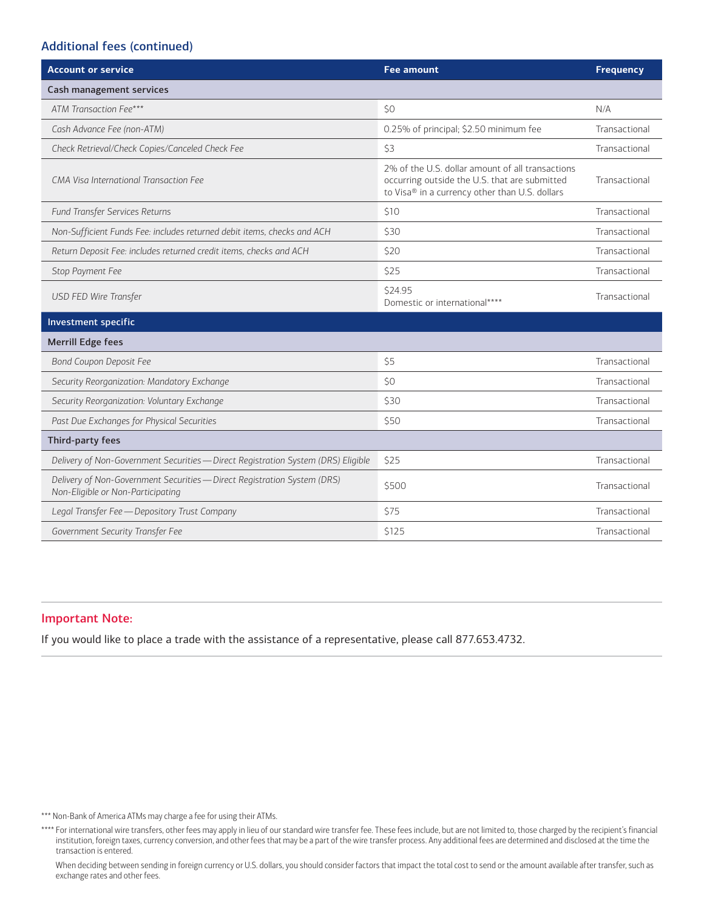## Additional fees (continued)

| Account or service | Fee amount | Frequency |
|---|---|---|
| **Cash management services** | | |
| *ATM Transaction Fee*** * | $0 | N/A |
| *Cash Advance Fee (non-ATM)* | 0.25% of principal; $2.50 minimum fee | Transactional |
| *Check Retrieval/Check Copies/Canceled Check Fee* | $3 | Transactional |
| *CMA Visa International Transaction Fee* | 2% of the U.S. dollar amount of all transactions occurring outside the U.S. that are submitted to Visa® in a currency other than U.S. dollars | Transactional |
| *Fund Transfer Services Returns* | $10 | Transactional |
| *Non-Sufficient Funds Fee: includes returned debit items, checks and ACH* | $30 | Transactional |
| *Return Deposit Fee: includes returned credit items, checks and ACH* | $20 | Transactional |
| *Stop Payment Fee* | $25 | Transactional |
| *USD FED Wire Transfer* | $24.95 Domestic or international**** | Transactional |
| **Investment specific** | | |
| **Merrill Edge fees** | | |
| *Bond Coupon Deposit Fee* | $5 | Transactional |
| *Security Reorganization: Mandatory Exchange* | $0 | Transactional |
| *Security Reorganization: Voluntary Exchange* | $30 | Transactional |
| *Past Due Exchanges for Physical Securities* | $50 | Transactional |
| **Third-party fees** | | |
| *Delivery of Non-Government Securities — Direct Registration System (DRS) Eligible* | $25 | Transactional |
| *Delivery of Non-Government Securities — Direct Registration System (DRS) Non-Eligible or Non-Participating* | $500 | Transactional |
| *Legal Transfer Fee — Depository Trust Company* | $75 | Transactional |
| *Government Security Transfer Fee* | $125 | Transactional |

### Important Note:

If you would like to place a trade with the assistance of a representative, please call 877.653.4732.

*** Non-Bank of America ATMs may charge a fee for using their ATMs.

**** For international wire transfers, other fees may apply in lieu of our standard wire transfer fee. These fees include, but are not limited to, those charged by the recipient's financial institution, foreign taxes, currency conversion, and other fees that may be a part of the wire transfer process. Any additional fees are determined and disclosed at the time the transaction is entered.

When deciding between sending in foreign currency or U.S. dollars, you should consider factors that impact the total cost to send or the amount available after transfer, such as exchange rates and other fees.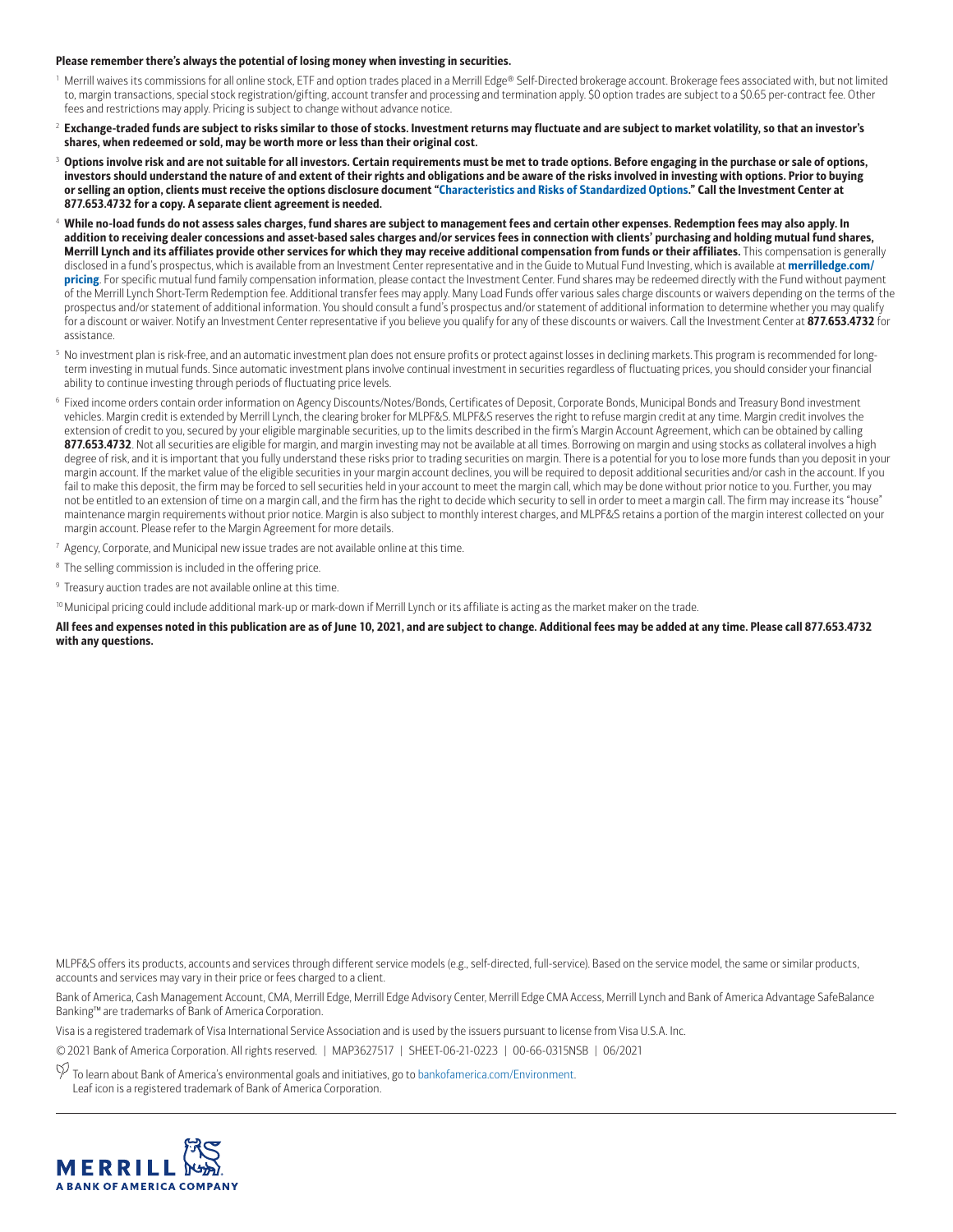**Please remember there's always the potential of losing money when investing in securities.**

[1] Merrill waives its commissions for all online stock, ETF and option trades placed in a Merrill Edge® Self-Directed brokerage account. Brokerage fees associated with, but not limited to, margin transactions, special stock registration/gifting, account transfer and processing and termination apply. $0 option trades are subject to a $0.65 per-contract fee. Other fees and restrictions may apply. Pricing is subject to change without advance notice.

[2] **Exchange-traded funds are subject to risks similar to those of stocks. Investment returns may fluctuate and are subject to market volatility, so that an investor's shares, when redeemed or sold, may be worth more or less than their original cost.**

[3] **Options involve risk and are not suitable for all investors. Certain requirements must be met to trade options. Before engaging in the purchase or sale of options, investors should understand the nature of and extent of their rights and obligations and be aware of the risks involved in investing with options. Prior to buying or selling an option, clients must receive the options disclosure document "Characteristics and Risks of Standardized Options." Call the Investment Center at 877.653.4732 for a copy. A separate client agreement is needed.**

[4] **While no-load funds do not assess sales charges, fund shares are subject to management fees and certain other expenses. Redemption fees may also apply. In addition to receiving dealer concessions and asset-based sales charges and/or services fees in connection with clients' purchasing and holding mutual fund shares, Merrill Lynch and its affiliates provide other services for which they may receive additional compensation from funds or their affiliates.** This compensation is generally disclosed in a fund's prospectus, which is available from an Investment Center representative and in the Guide to Mutual Fund Investing, which is available at **merrilledge.com/pricing**. For specific mutual fund family compensation information, please contact the Investment Center. Fund shares may be redeemed directly with the Fund without payment of the Merrill Lynch Short-Term Redemption fee. Additional transfer fees may apply. Many Load Funds offer various sales charge discounts or waivers depending on the terms of the prospectus and/or statement of additional information. You should consult a fund's prospectus and/or statement of additional information to determine whether you may qualify for a discount or waiver. Notify an Investment Center representative if you believe you qualify for any of these discounts or waivers. Call the Investment Center at **877.653.4732** for assistance.

[5] No investment plan is risk-free, and an automatic investment plan does not ensure profits or protect against losses in declining markets. This program is recommended for long-term investing in mutual funds. Since automatic investment plans involve continual investment in securities regardless of fluctuating prices, you should consider your financial ability to continue investing through periods of fluctuating price levels.

[6] Fixed income orders contain order information on Agency Discounts/Notes/Bonds, Certificates of Deposit, Corporate Bonds, Municipal Bonds and Treasury Bond investment vehicles. Margin credit is extended by Merrill Lynch, the clearing broker for MLPF&S. MLPF&S reserves the right to refuse margin credit at any time. Margin credit involves the extension of credit to you, secured by your eligible marginable securities, up to the limits described in the firm's Margin Account Agreement, which can be obtained by calling **877.653.4732**. Not all securities are eligible for margin, and margin investing may not be available at all times. Borrowing on margin and using stocks as collateral involves a high degree of risk, and it is important that you fully understand these risks prior to trading securities on margin. There is a potential for you to lose more funds than you deposit in your margin account. If the market value of the eligible securities in your margin account declines, you will be required to deposit additional securities and/or cash in the account. If you fail to make this deposit, the firm may be forced to sell securities held in your account to meet the margin call, which may be done without prior notice to you. Further, you may not be entitled to an extension of time on a margin call, and the firm has the right to decide which security to sell in order to meet a margin call. The firm may increase its "house" maintenance margin requirements without prior notice. Margin is also subject to monthly interest charges, and MLPF&S retains a portion of the margin interest collected on your margin account. Please refer to the Margin Agreement for more details.

[7] Agency, Corporate, and Municipal new issue trades are not available online at this time.

[8] The selling commission is included in the offering price.

[9] Treasury auction trades are not available online at this time.

[10] Municipal pricing could include additional mark-up or mark-down if Merrill Lynch or its affiliate is acting as the market maker on the trade.

**All fees and expenses noted in this publication are as of June 10, 2021, and are subject to change. Additional fees may be added at any time. Please call 877.653.4732 with any questions.**

MLPF&S offers its products, accounts and services through different service models (e.g., self-directed, full-service). Based on the service model, the same or similar products, accounts and services may vary in their price or fees charged to a client.

Bank of America, Cash Management Account, CMA, Merrill Edge, Merrill Edge Advisory Center, Merrill Edge CMA Access, Merrill Lynch and Bank of America Advantage SafeBalance Banking™ are trademarks of Bank of America Corporation.

Visa is a registered trademark of Visa International Service Association and is used by the issuers pursuant to license from Visa U.S.A. Inc.

© 2021 Bank of America Corporation. All rights reserved. | MAP3627517 | SHEET-06-21-0223 | 00-66-0315NSB | 06/2021

To learn about Bank of America's environmental goals and initiatives, go to bankofamerica.com/Environment.
Leaf icon is a registered trademark of Bank of America Corporation.

MERRILL
A BANK OF AMERICA COMPANY